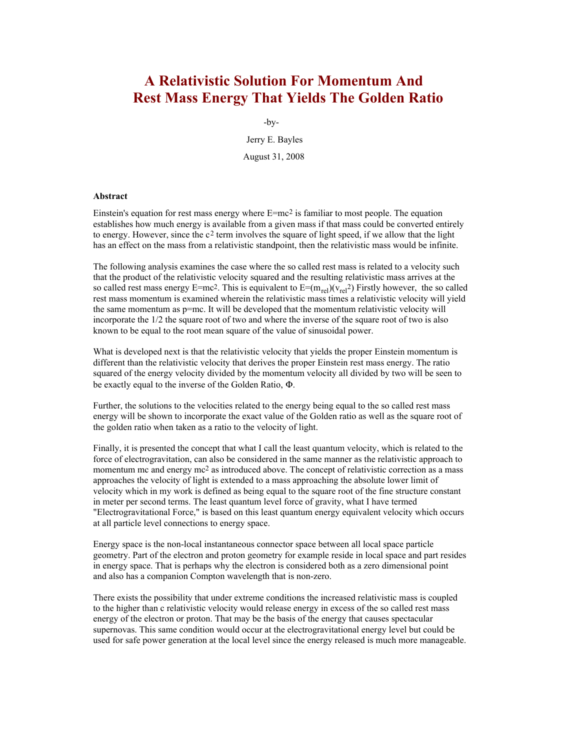# A Relativistic Solution For Momentum And Rest Mass Energy That Yields The Golden Ratio

-by-

Jerry E. Bayles

August 31, 2008

**Abstract**

Einstein's equation for rest mass energy where $E=mc^2$ is familiar to most people. The equation establishes how much energy is available from a given mass if that mass could be converted entirely to energy. However, since the $c^2$ term involves the square of light speed, if we allow that the light has an effect on the mass from a relativistic standpoint, then the relativistic mass would be infinite.

The following analysis examines the case where the so called rest mass is related to a velocity such that the product of the relativistic velocity squared and the resulting relativistic mass arrives at the so called rest mass energy $E=mc^2$. This is equivalent to $E=(m_{rel})(v_{rel}^2)$ Firstly however, the so called rest mass momentum is examined wherein the relativistic mass times a relativistic velocity will yield the same momentum as $p=mc$. It will be developed that the momentum relativistic velocity will incorporate the 1/2 the square root of two and where the inverse of the square root of two is also known to be equal to the root mean square of the value of sinusoidal power.

What is developed next is that the relativistic velocity that yields the proper Einstein momentum is different than the relativistic velocity that derives the proper Einstein rest mass energy. The ratio squared of the energy velocity divided by the momentum velocity all divided by two will be seen to be exactly equal to the inverse of the Golden Ratio, $\Phi$.

Further, the solutions to the velocities related to the energy being equal to the so called rest mass energy will be shown to incorporate the exact value of the Golden ratio as well as the square root of the golden ratio when taken as a ratio to the velocity of light.

Finally, it is presented the concept that what I call the least quantum velocity, which is related to the force of electrogravitation, can also be considered in the same manner as the relativistic approach to momentum mc and energy $mc^2$ as introduced above. The concept of relativistic correction as a mass approaches the velocity of light is extended to a mass approaching the absolute lower limit of velocity which in my work is defined as being equal to the square root of the fine structure constant in meter per second terms. The least quantum level force of gravity, what I have termed "Electrogravitational Force," is based on this least quantum energy equivalent velocity which occurs at all particle level connections to energy space.

Energy space is the non-local instantaneous connector space between all local space particle geometry. Part of the electron and proton geometry for example reside in local space and part resides in energy space. That is perhaps why the electron is considered both as a zero dimensional point and also has a companion Compton wavelength that is non-zero.

There exists the possibility that under extreme conditions the increased relativistic mass is coupled to the higher than c relativistic velocity would release energy in excess of the so called rest mass energy of the electron or proton. That may be the basis of the energy that causes spectacular supernovas. This same condition would occur at the electrogravitational energy level but could be used for safe power generation at the local level since the energy released is much more manageable.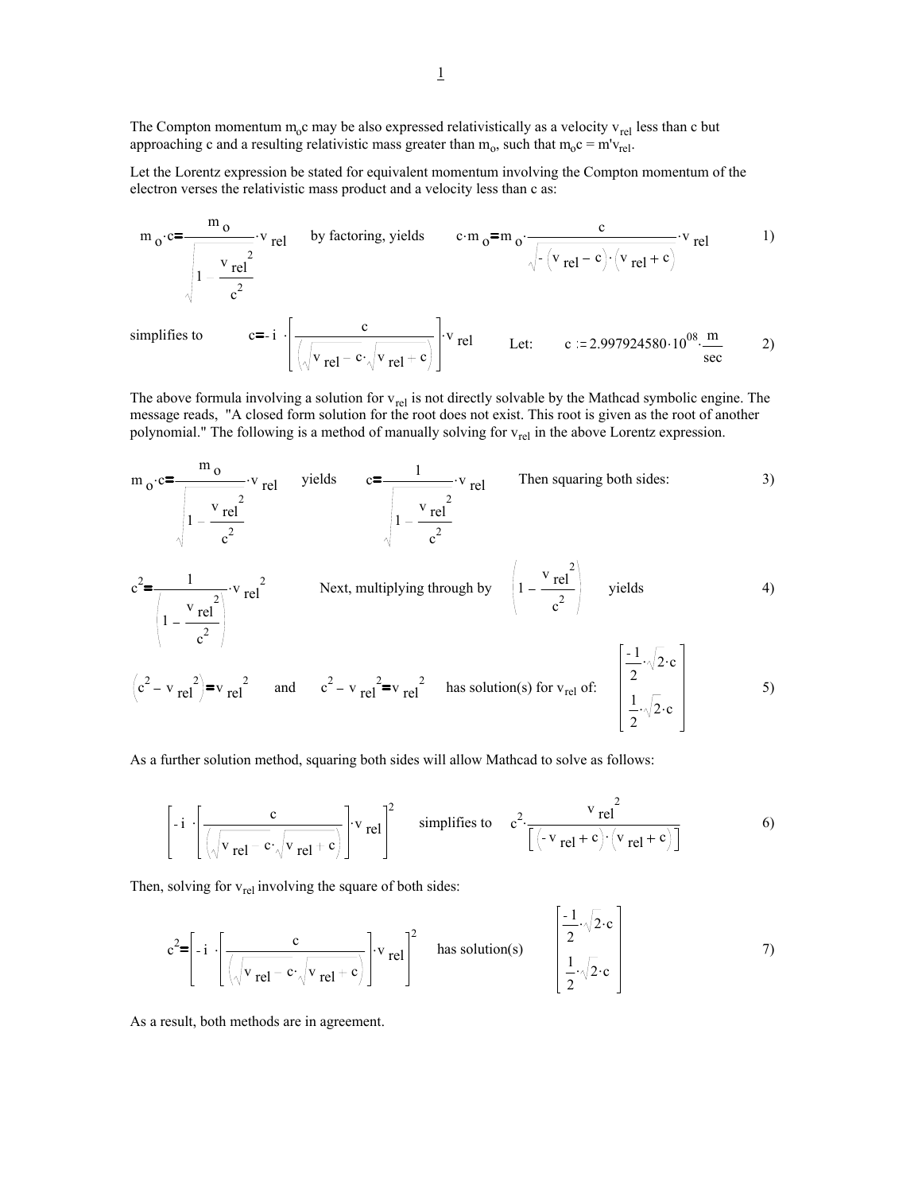The Compton momentum $m_o c$ may be also expressed relativistically as a velocity $v_{rel}$ less than c but approaching c and a resulting relativistic mass greater than $m_o$, such that $m_o c = m' v_{rel}$.

Let the Lorentz expression be stated for equivalent momentum involving the Compton momentum of the electron verses the relativistic mass product and a velocity less than c as:

$$m_o \cdot c = \frac{m_o}{\sqrt{1 - \frac{v_{rel}^2}{c^2}}} \cdot v_{rel} \quad \text{by factoring, yields} \quad c \cdot m_o = m_o \cdot \frac{c}{\sqrt{-\left(v_{rel} - c\right) \cdot \left(v_{rel} + c\right)}} \cdot v_{rel} \qquad 1)$$

simplifies to

$$c = -i \cdot \left[\frac{c}{\left(\sqrt{v_{rel} - c} \cdot \sqrt{v_{rel} + c}\right)}\right] \cdot v_{rel} \qquad \text{Let:} \quad c := 2.997924580 \cdot 10^{08} \cdot \frac{m}{sec} \qquad 2)$$

The above formula involving a solution for $v_{rel}$ is not directly solvable by the Mathcad symbolic engine. The message reads, "A closed form solution for the root does not exist. This root is given as the root of another polynomial." The following is a method of manually solving for $v_{rel}$ in the above Lorentz expression.

$$m_o \cdot c = \frac{m_o}{\sqrt{1 - \frac{v_{rel}^2}{c^2}}} \cdot v_{rel} \quad \text{yields} \quad c = \frac{1}{\sqrt{1 - \frac{v_{rel}^2}{c^2}}} \cdot v_{rel} \quad \text{Then squaring both sides:} \qquad 3)$$

$$c^2 = \frac{1}{\left(1 - \frac{v_{rel}^2}{c^2}\right)} \cdot v_{rel}^2 \qquad \text{Next, multiplying through by} \quad \left(1 - \frac{v_{rel}^2}{c^2}\right) \quad \text{yields} \qquad 4)$$

$$\left(c^2 - v_{rel}^2\right) = v_{rel}^2 \quad \text{and} \quad c^2 - v_{rel}^2 = v_{rel}^2 \quad \text{has solution(s) for } v_{rel} \text{ of:} \quad \begin{bmatrix} \frac{-1}{2} \cdot \sqrt{2} \cdot c \\ \frac{1}{2} \cdot \sqrt{2} \cdot c \end{bmatrix} \qquad 5)$$

As a further solution method, squaring both sides will allow Mathcad to solve as follows:

$$\left[-i \cdot \left[\frac{c}{\left(\sqrt{v_{rel} - c} \cdot \sqrt{v_{rel} + c}\right)}\right] \cdot v_{rel}\right]^2 \quad \text{simplifies to} \quad c^2 \cdot \frac{v_{rel}^2}{\left[\left(-v_{rel} + c\right) \cdot \left(v_{rel} + c\right)\right]} \qquad 6)$$

Then, solving for $v_{rel}$ involving the square of both sides:

$$c^2 = \left[-i \cdot \left[\frac{c}{\left(\sqrt{v_{rel} - c} \cdot \sqrt{v_{rel} + c}\right)}\right] \cdot v_{rel}\right]^2 \quad \text{has solution(s)} \quad \begin{bmatrix} \frac{-1}{2} \cdot \sqrt{2} \cdot c \\ \frac{1}{2} \cdot \sqrt{2} \cdot c \end{bmatrix} \qquad 7)$$

As a result, both methods are in agreement.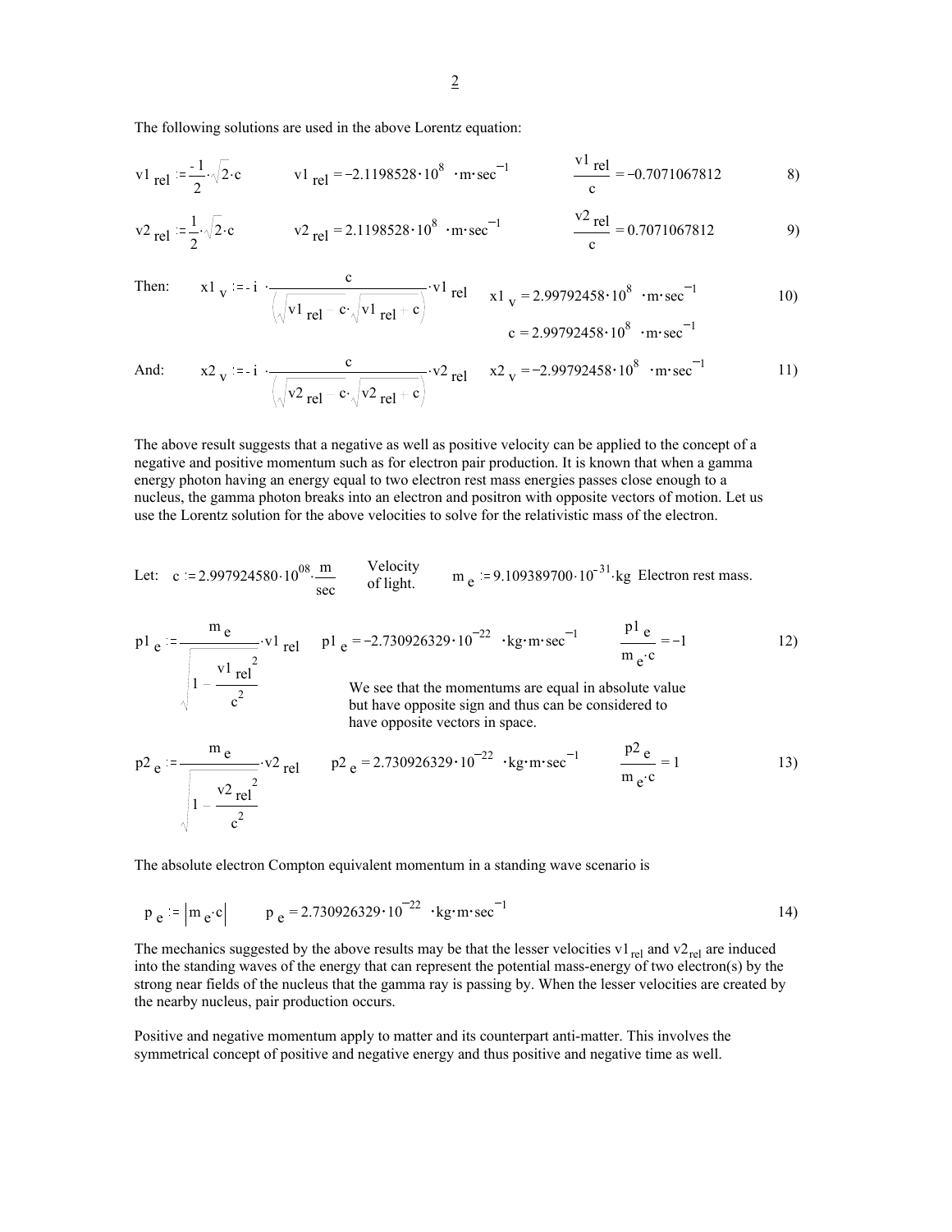The following solutions are used in the above Lorentz equation:

$$v1_{rel} := \frac{-1}{2}\cdot\sqrt{2}\cdot c \qquad v1_{rel} = -2.1198528\cdot 10^{8} \ \cdot m\cdot sec^{-1} \qquad \frac{v1_{rel}}{c} = -0.7071067812 \tag{8)}$$

$$v2_{rel} := \frac{1}{2}\cdot\sqrt{2}\cdot c \qquad v2_{rel} = 2.1198528\cdot 10^{8} \ \cdot m\cdot sec^{-1} \qquad \frac{v2_{rel}}{c} = 0.7071067812 \tag{9)}$$

Then:

$$x1_{v} := -i\cdot\frac{c}{\left(\sqrt{v1_{rel} - c}\cdot\sqrt{v1_{rel} + c}\right)}\cdot v1_{rel} \qquad x1_{v} = 2.99792458\cdot 10^{8} \ \cdot m\cdot sec^{-1} \tag{10)}$$

$$c = 2.99792458\cdot 10^{8} \ \cdot m\cdot sec^{-1}$$

And:

$$x2_{v} := -i\cdot\frac{c}{\left(\sqrt{v2_{rel} - c}\cdot\sqrt{v2_{rel} + c}\right)}\cdot v2_{rel} \qquad x2_{v} = -2.99792458\cdot 10^{8} \ \cdot m\cdot sec^{-1} \tag{11)}$$

The above result suggests that a negative as well as positive velocity can be applied to the concept of a negative and positive momentum such as for electron pair production. It is known that when a gamma energy photon having an energy equal to two electron rest mass energies passes close enough to a nucleus, the gamma photon breaks into an electron and positron with opposite vectors of motion. Let us use the Lorentz solution for the above velocities to solve for the relativistic mass of the electron.

Let: $c := 2.997924580\cdot 10^{08}\cdot\frac{m}{sec}$ Velocity of light. $\qquad m_{e} := 9.109389700\cdot 10^{-31}\cdot kg$ Electron rest mass.

$$p1_{e} := \frac{m_{e}}{\sqrt{1 - \frac{v1_{rel}^{2}}{c^{2}}}}\cdot v1_{rel} \qquad p1_{e} = -2.730926329\cdot 10^{-22} \ \cdot kg\cdot m\cdot sec^{-1} \qquad \frac{p1_{e}}{m_{e}\cdot c} = -1 \tag{12)}$$

We see that the momentums are equal in absolute value but have opposite sign and thus can be considered to have opposite vectors in space.

$$p2_{e} := \frac{m_{e}}{\sqrt{1 - \frac{v2_{rel}^{2}}{c^{2}}}}\cdot v2_{rel} \qquad p2_{e} = 2.730926329\cdot 10^{-22} \ \cdot kg\cdot m\cdot sec^{-1} \qquad \frac{p2_{e}}{m_{e}\cdot c} = 1 \tag{13)}$$

The absolute electron Compton equivalent momentum in a standing wave scenario is

$$p_{e} := \left|m_{e}\cdot c\right| \qquad p_{e} = 2.730926329\cdot 10^{-22} \ \cdot kg\cdot m\cdot sec^{-1} \tag{14)}$$

The mechanics suggested by the above results may be that the lesser velocities $v1_{rel}$ and $v2_{rel}$ are induced into the standing waves of the energy that can represent the potential mass-energy of two electron(s) by the strong near fields of the nucleus that the gamma ray is passing by. When the lesser velocities are created by the nearby nucleus, pair production occurs.

Positive and negative momentum apply to matter and its counterpart anti-matter. This involves the symmetrical concept of positive and negative energy and thus positive and negative time as well.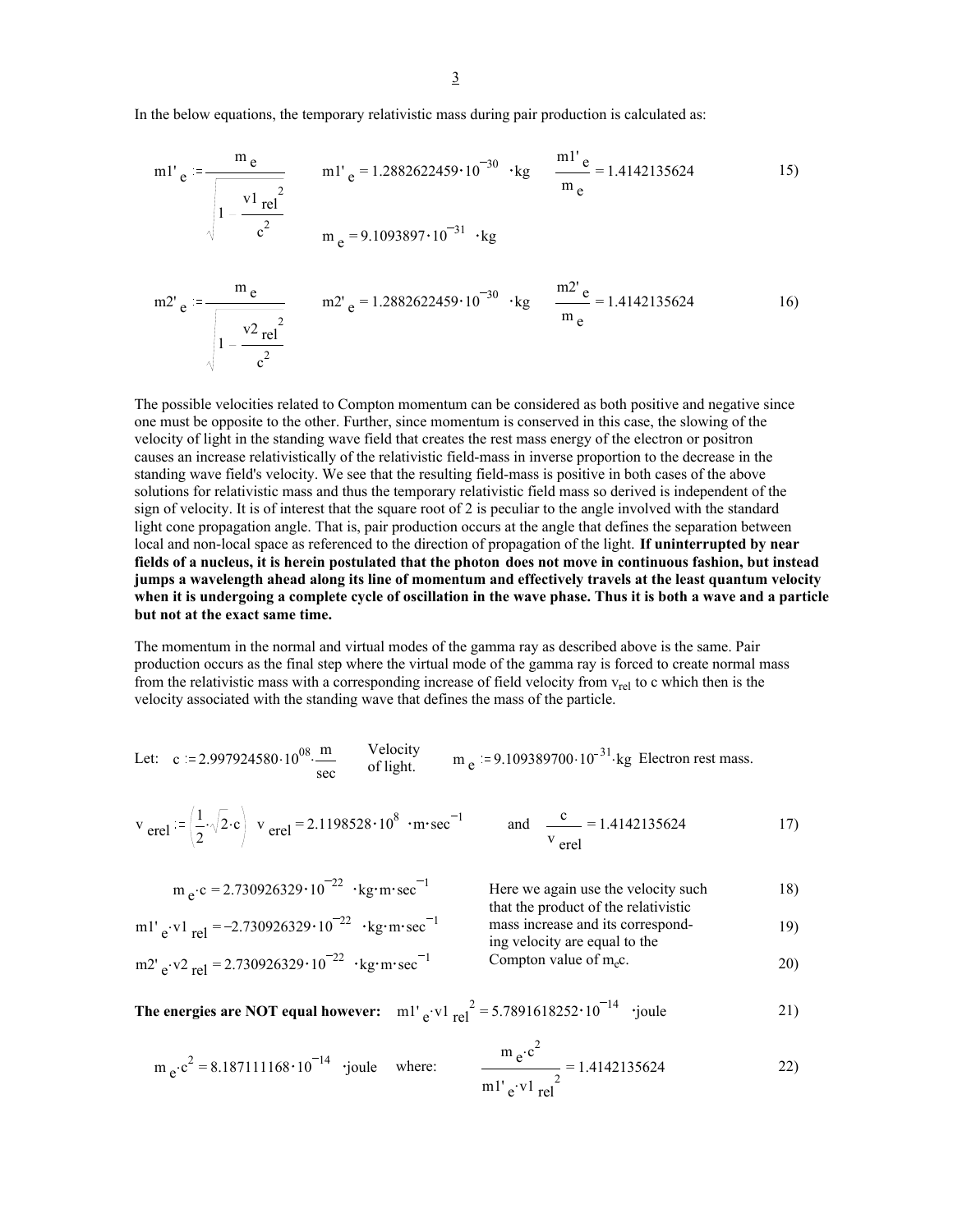In the below equations, the temporary relativistic mass during pair production is calculated as:

$$m1'_e := \frac{m_e}{\sqrt{1 - \frac{v1_{rel}^2}{c^2}}} \qquad m1'_e = 1.2882622459 \cdot 10^{-30} \cdot kg \qquad \frac{m1'_e}{m_e} = 1.4142135624 \qquad 15)$$

$$m_e = 9.1093897 \cdot 10^{-31} \cdot kg$$

$$m2'_e := \frac{m_e}{\sqrt{1 - \frac{v2_{rel}^2}{c^2}}} \qquad m2'_e = 1.2882622459 \cdot 10^{-30} \cdot kg \qquad \frac{m2'_e}{m_e} = 1.4142135624 \qquad 16)$$

The possible velocities related to Compton momentum can be considered as both positive and negative since one must be opposite to the other. Further, since momentum is conserved in this case, the slowing of the velocity of light in the standing wave field that creates the rest mass energy of the electron or positron causes an increase relativistically of the relativistic field-mass in inverse proportion to the decrease in the standing wave field's velocity. We see that the resulting field-mass is positive in both cases of the above solutions for relativistic mass and thus the temporary relativistic field mass so derived is independent of the sign of velocity. It is of interest that the square root of 2 is peculiar to the angle involved with the standard light cone propagation angle. That is, pair production occurs at the angle that defines the separation between local and non-local space as referenced to the direction of propagation of the light. **If uninterrupted by near fields of a nucleus, it is herein postulated that the photon does not move in continuous fashion, but instead jumps a wavelength ahead along its line of momentum and effectively travels at the least quantum velocity when it is undergoing a complete cycle of oscillation in the wave phase. Thus it is both a wave and a particle but not at the exact same time.**

The momentum in the normal and virtual modes of the gamma ray as described above is the same. Pair production occurs as the final step where the virtual mode of the gamma ray is forced to create normal mass from the relativistic mass with a corresponding increase of field velocity from $v_{rel}$ to c which then is the velocity associated with the standing wave that defines the mass of the particle.

Let: $c := 2.997924580 \cdot 10^{08} \cdot \frac{m}{sec}$ Velocity of light. $\qquad m_e := 9.109389700 \cdot 10^{-31} \cdot kg$ Electron rest mass.

$$v_{erel} := \left(\frac{1}{2} \cdot \sqrt{2} \cdot c\right) \quad v_{erel} = 2.1198528 \cdot 10^{8} \cdot m \cdot sec^{-1} \qquad \text{and} \qquad \frac{c}{v_{erel}} = 1.4142135624 \qquad 17)$$

$$m_e \cdot c = 2.730926329 \cdot 10^{-22} \cdot kg \cdot m \cdot sec^{-1} \qquad 18)$$

$$m1'_e \cdot v1_{rel} = -2.730926329 \cdot 10^{-22} \cdot kg \cdot m \cdot sec^{-1} \qquad 19)$$

$$m2'_e \cdot v2_{rel} = 2.730926329 \cdot 10^{-22} \cdot kg \cdot m \cdot sec^{-1} \qquad 20)$$

Here we again use the velocity such that the product of the relativistic mass increase and its corresponding velocity are equal to the Compton value of $m_e c$.

**The energies are NOT equal however:** $\quad m1'_e \cdot v1_{rel}^2 = 5.7891618252 \cdot 10^{-14} \cdot joule \qquad 21)$

$$m_e \cdot c^2 = 8.187111168 \cdot 10^{-14} \cdot joule \qquad \text{where:} \qquad \frac{m_e \cdot c^2}{m1'_e \cdot v1_{rel}^2} = 1.4142135624 \qquad 22)$$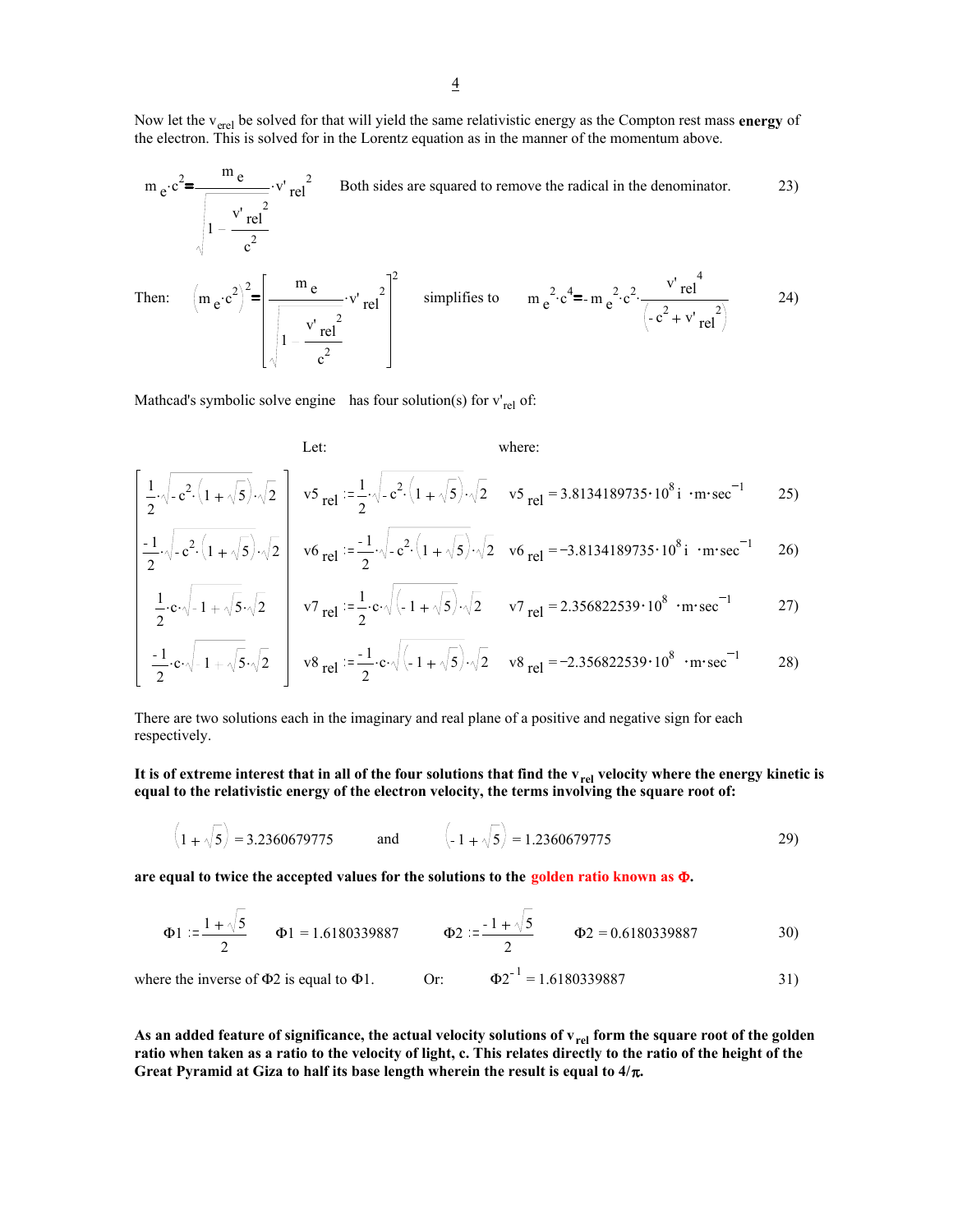Now let the $v_{erel}$ be solved for that will yield the same relativistic energy as the Compton rest mass **energy** of the electron. This is solved for in the Lorentz equation as in the manner of the momentum above.

$$m_e \cdot c^2 = \frac{m_e}{\sqrt{1 - \frac{{v'_{rel}}^2}{c^2}}} \cdot {v'_{rel}}^2 \qquad \text{Both sides are squared to remove the radical in the denominator.} \qquad 23)$$

$$\text{Then:} \quad \left(m_e \cdot c^2\right)^2 = \left[\frac{m_e}{\sqrt{1 - \frac{{v'_{rel}}^2}{c^2}}} \cdot {v'_{rel}}^2\right]^2 \quad \text{simplifies to} \quad {m_e}^2 \cdot c^4 = -{m_e}^2 \cdot c^2 \cdot \frac{{v'_{rel}}^4}{\left(-c^2 + {v'_{rel}}^2\right)} \qquad 24)$$

Mathcad's symbolic solve engine has four solution(s) for $v'_{rel}$ of:

Let: where:

$$\begin{bmatrix} \frac{1}{2} \cdot \sqrt{-c^2 \cdot \left(1 + \sqrt{5}\right)} \cdot \sqrt{2} \\ \frac{-1}{2} \cdot \sqrt{-c^2 \cdot \left(1 + \sqrt{5}\right)} \cdot \sqrt{2} \\ \frac{1}{2} \cdot c \cdot \sqrt{-1 + \sqrt{5}} \cdot \sqrt{2} \\ \frac{-1}{2} \cdot c \cdot \sqrt{-1 + \sqrt{5}} \cdot \sqrt{2} \end{bmatrix}$$

$$v5_{rel} := \frac{1}{2} \cdot \sqrt{-c^2 \cdot \left(1 + \sqrt{5}\right)} \cdot \sqrt{2} \qquad v5_{rel} = 3.8134189735 \cdot 10^8 i \cdot m \cdot sec^{-1} \qquad 25)$$

$$v6_{rel} := \frac{-1}{2} \cdot \sqrt{-c^2 \cdot \left(1 + \sqrt{5}\right)} \cdot \sqrt{2} \qquad v6_{rel} = -3.8134189735 \cdot 10^8 i \cdot m \cdot sec^{-1} \qquad 26)$$

$$v7_{rel} := \frac{1}{2} \cdot c \cdot \sqrt{\left(-1 + \sqrt{5}\right)} \cdot \sqrt{2} \qquad v7_{rel} = 2.356822539 \cdot 10^8 \cdot m \cdot sec^{-1} \qquad 27)$$

$$v8_{rel} := \frac{-1}{2} \cdot c \cdot \sqrt{\left(-1 + \sqrt{5}\right)} \cdot \sqrt{2} \qquad v8_{rel} = -2.356822539 \cdot 10^8 \cdot m \cdot sec^{-1} \qquad 28)$$

There are two solutions each in the imaginary and real plane of a positive and negative sign for each respectively.

**It is of extreme interest that in all of the four solutions that find the $v_{rel}$ velocity where the energy kinetic is equal to the relativistic energy of the electron velocity, the terms involving the square root of:**

$$\left(1 + \sqrt{5}\right) = 3.2360679775 \qquad \text{and} \qquad \left(-1 + \sqrt{5}\right) = 1.2360679775 \qquad 29)$$

**are equal to twice the accepted values for the solutions to the golden ratio known as Φ.**

$$\Phi1 := \frac{1 + \sqrt{5}}{2} \qquad \Phi1 = 1.6180339887 \qquad \Phi2 := \frac{-1 + \sqrt{5}}{2} \qquad \Phi2 = 0.6180339887 \qquad 30)$$

where the inverse of Φ2 is equal to Φ1. Or: $\Phi2^{-1} = 1.6180339887$ 31)

**As an added feature of significance, the actual velocity solutions of $v_{rel}$ form the square root of the golden ratio when taken as a ratio to the velocity of light, c. This relates directly to the ratio of the height of the Great Pyramid at Giza to half its base length wherein the result is equal to 4/π.**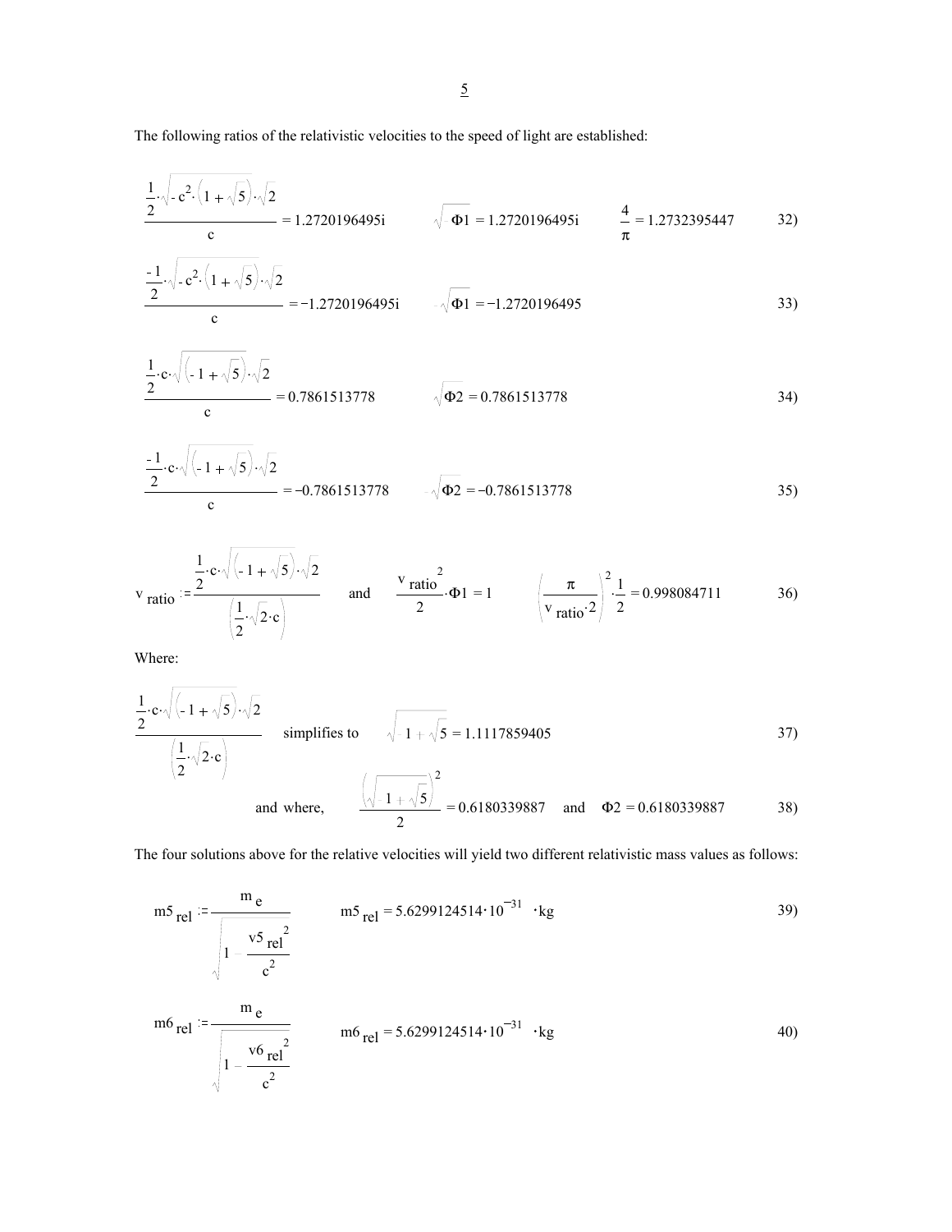The following ratios of the relativistic velocities to the speed of light are established:

$$\frac{\frac{1}{2}\cdot\sqrt{-c^2\cdot\left(1+\sqrt{5}\right)}\cdot\sqrt{2}}{c} = 1.2720196495i \qquad \sqrt{-\Phi1} = 1.2720196495i \qquad \frac{4}{\pi} = 1.2732395447 \qquad 32)$$

$$\frac{\frac{-1}{2}\cdot\sqrt{-c^2\cdot\left(1+\sqrt{5}\right)}\cdot\sqrt{2}}{c} = -1.2720196495i \qquad -\sqrt{\Phi1} = -1.2720196495 \qquad 33)$$

$$\frac{\frac{1}{2}\cdot c\cdot\sqrt{\left(-1+\sqrt{5}\right)}\cdot\sqrt{2}}{c} = 0.7861513778 \qquad \sqrt{\Phi2} = 0.7861513778 \qquad 34)$$

$$\frac{\frac{-1}{2}\cdot c\cdot\sqrt{\left(-1+\sqrt{5}\right)}\cdot\sqrt{2}}{c} = -0.7861513778 \qquad -\sqrt{\Phi2} = -0.7861513778 \qquad 35)$$

$$v_{ratio} := \frac{\frac{1}{2}\cdot c\cdot\sqrt{\left(-1+\sqrt{5}\right)}\cdot\sqrt{2}}{\left(\frac{1}{2}\cdot\sqrt{2\cdot c}\right)} \quad \text{and} \quad \frac{{v_{ratio}}^2}{2}\cdot\Phi1 = 1 \qquad \left(\frac{\pi}{v_{ratio}\cdot 2}\right)^2\cdot\frac{1}{2} = 0.998084711 \qquad 36)$$

Where:

$$\frac{\frac{1}{2}\cdot c\cdot\sqrt{\left(-1+\sqrt{5}\right)}\cdot\sqrt{2}}{\left(\frac{1}{2}\cdot\sqrt{2\cdot c}\right)} \quad \text{simplifies to} \quad \sqrt{-1+\sqrt{5}} = 1.1117859405 \qquad 37)$$

$$\text{and where,} \qquad \frac{\left(\sqrt{-1+\sqrt{5}}\right)^2}{2} = 0.6180339887 \quad \text{and} \quad \Phi2 = 0.6180339887 \qquad 38)$$

The four solutions above for the relative velocities will yield two different relativistic mass values as follows:

$$m5_{rel} := \frac{m_e}{\sqrt{1-\frac{{v5_{rel}}^2}{c^2}}} \qquad m5_{rel} = 5.6299124514\cdot 10^{-31}\cdot kg \qquad 39)$$

$$m6_{rel} := \frac{m_e}{\sqrt{1-\frac{{v6_{rel}}^2}{c^2}}} \qquad m6_{rel} = 5.6299124514\cdot 10^{-31}\cdot kg \qquad 40)$$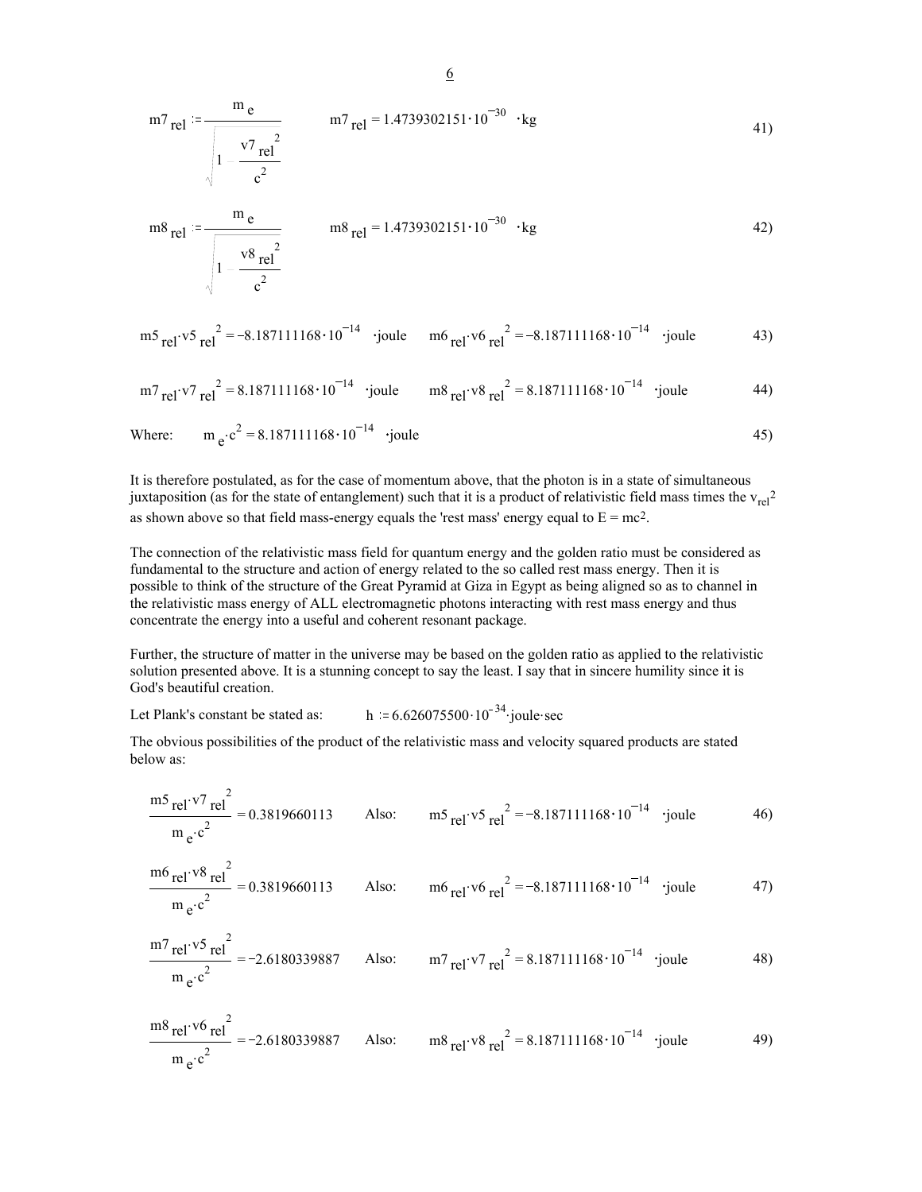$$m7_{rel} := \frac{m_e}{\sqrt{1 - \frac{v7_{rel}^2}{c^2}}} \qquad m7_{rel} = 1.4739302151 \cdot 10^{-30} \cdot kg \tag{41}$$

$$m8_{rel} := \frac{m_e}{\sqrt{1 - \frac{v8_{rel}^2}{c^2}}} \qquad m8_{rel} = 1.4739302151 \cdot 10^{-30} \cdot kg \tag{42}$$

$$m5_{rel} \cdot v5_{rel}^2 = -8.187111168 \cdot 10^{-14} \cdot joule \qquad m6_{rel} \cdot v6_{rel}^2 = -8.187111168 \cdot 10^{-14} \cdot joule \tag{43}$$

$$m7_{rel} \cdot v7_{rel}^2 = 8.187111168 \cdot 10^{-14} \cdot joule \qquad m8_{rel} \cdot v8_{rel}^2 = 8.187111168 \cdot 10^{-14} \cdot joule \tag{44}$$

Where: $$m_e \cdot c^2 = 8.187111168 \cdot 10^{-14} \cdot joule \tag{45}$$

It is therefore postulated, as for the case of momentum above, that the photon is in a state of simultaneous juxtaposition (as for the state of entanglement) such that it is a product of relativistic field mass times the $v_{rel}^2$ as shown above so that field mass-energy equals the 'rest mass' energy equal to $E = mc^2$.

The connection of the relativistic mass field for quantum energy and the golden ratio must be considered as fundamental to the structure and action of energy related to the so called rest mass energy. Then it is possible to think of the structure of the Great Pyramid at Giza in Egypt as being aligned so as to channel in the relativistic mass energy of ALL electromagnetic photons interacting with rest mass energy and thus concentrate the energy into a useful and coherent resonant package.

Further, the structure of matter in the universe may be based on the golden ratio as applied to the relativistic solution presented above. It is a stunning concept to say the least. I say that in sincere humility since it is God's beautiful creation.

Let Plank's constant be stated as: $h := 6.626075500 \cdot 10^{-34} \cdot joule \cdot sec$

The obvious possibilities of the product of the relativistic mass and velocity squared products are stated below as:

$$\frac{m5_{rel} \cdot v7_{rel}^2}{m_e \cdot c^2} = 0.3819660113 \qquad \text{Also:} \qquad m5_{rel} \cdot v5_{rel}^2 = -8.187111168 \cdot 10^{-14} \cdot joule \tag{46}$$

$$\frac{m6_{rel} \cdot v8_{rel}^2}{m_e \cdot c^2} = 0.3819660113 \qquad \text{Also:} \qquad m6_{rel} \cdot v6_{rel}^2 = -8.187111168 \cdot 10^{-14} \cdot joule \tag{47}$$

$$\frac{m7_{rel} \cdot v5_{rel}^2}{m_e \cdot c^2} = -2.6180339887 \qquad \text{Also:} \qquad m7_{rel} \cdot v7_{rel}^2 = 8.187111168 \cdot 10^{-14} \cdot joule \tag{48}$$

$$\frac{m8_{rel} \cdot v6_{rel}^2}{m_e \cdot c^2} = -2.6180339887 \qquad \text{Also:} \qquad m8_{rel} \cdot v8_{rel}^2 = 8.187111168 \cdot 10^{-14} \cdot joule \tag{49}$$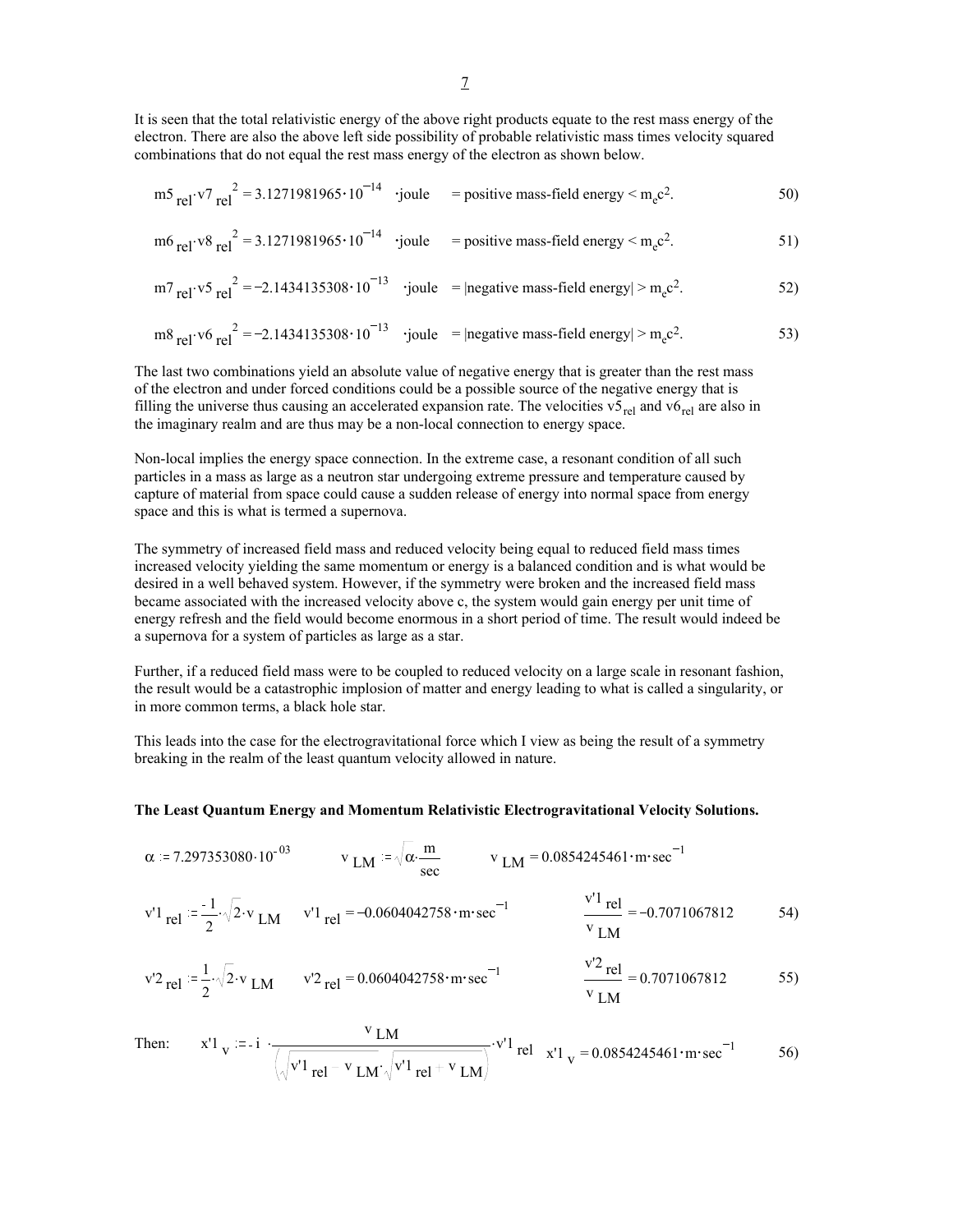It is seen that the total relativistic energy of the above right products equate to the rest mass energy of the electron. There are also the above left side possibility of probable relativistic mass times velocity squared combinations that do not equal the rest mass energy of the electron as shown below.

$$m5_{rel} \cdot v7_{rel}^{\;2} = 3.1271981965 \cdot 10^{-14} \cdot \text{joule} \quad = \text{positive mass-field energy} < m_e c^2. \tag{50}$$

$$m6_{rel} \cdot v8_{rel}^{\;2} = 3.1271981965 \cdot 10^{-14} \cdot \text{joule} \quad = \text{positive mass-field energy} < m_e c^2. \tag{51}$$

$$m7_{rel} \cdot v5_{rel}^{\;2} = -2.1434135308 \cdot 10^{-13} \cdot \text{joule} \quad = |\text{negative mass-field energy}| > m_e c^2. \tag{52}$$

$$m8_{rel} \cdot v6_{rel}^{\;2} = -2.1434135308 \cdot 10^{-13} \cdot \text{joule} \quad = |\text{negative mass-field energy}| > m_e c^2. \tag{53}$$

The last two combinations yield an absolute value of negative energy that is greater than the rest mass of the electron and under forced conditions could be a possible source of the negative energy that is filling the universe thus causing an accelerated expansion rate. The velocities $v5_{rel}$ and $v6_{rel}$ are also in the imaginary realm and are thus may be a non-local connection to energy space.

Non-local implies the energy space connection. In the extreme case, a resonant condition of all such particles in a mass as large as a neutron star undergoing extreme pressure and temperature caused by capture of material from space could cause a sudden release of energy into normal space from energy space and this is what is termed a supernova.

The symmetry of increased field mass and reduced velocity being equal to reduced field mass times increased velocity yielding the same momentum or energy is a balanced condition and is what would be desired in a well behaved system. However, if the symmetry were broken and the increased field mass became associated with the increased velocity above c, the system would gain energy per unit time of energy refresh and the field would become enormous in a short period of time. The result would indeed be a supernova for a system of particles as large as a star.

Further, if a reduced field mass were to be coupled to reduced velocity on a large scale in resonant fashion, the result would be a catastrophic implosion of matter and energy leading to what is called a singularity, or in more common terms, a black hole star.

This leads into the case for the electrogravitational force which I view as being the result of a symmetry breaking in the realm of the least quantum velocity allowed in nature.

**The Least Quantum Energy and Momentum Relativistic Electrogravitational Velocity Solutions.**

$$\alpha := 7.297353080 \cdot 10^{-03} \qquad v_{LM} := \sqrt{\alpha \cdot \frac{m}{sec}} \qquad v_{LM} = 0.0854245461 \cdot m \cdot sec^{-1}$$

$$v'1_{rel} := \frac{-1}{2} \cdot \sqrt{2} \cdot v_{LM} \qquad v'1_{rel} = -0.0604042758 \cdot m \cdot sec^{-1} \qquad \frac{v'1_{rel}}{v_{LM}} = -0.7071067812 \tag{54}$$

$$v'2_{rel} := \frac{1}{2} \cdot \sqrt{2} \cdot v_{LM} \qquad v'2_{rel} = 0.0604042758 \cdot m \cdot sec^{-1} \qquad \frac{v'2_{rel}}{v_{LM}} = 0.7071067812 \tag{55}$$

Then: $$x'1_v := -i \cdot \frac{v_{LM}}{\left(\sqrt{v'1_{rel} - v_{LM}} \cdot \sqrt{v'1_{rel} + v_{LM}}\right)} \cdot v'1_{rel} \qquad x'1_v = 0.0854245461 \cdot m \cdot sec^{-1} \tag{56}$$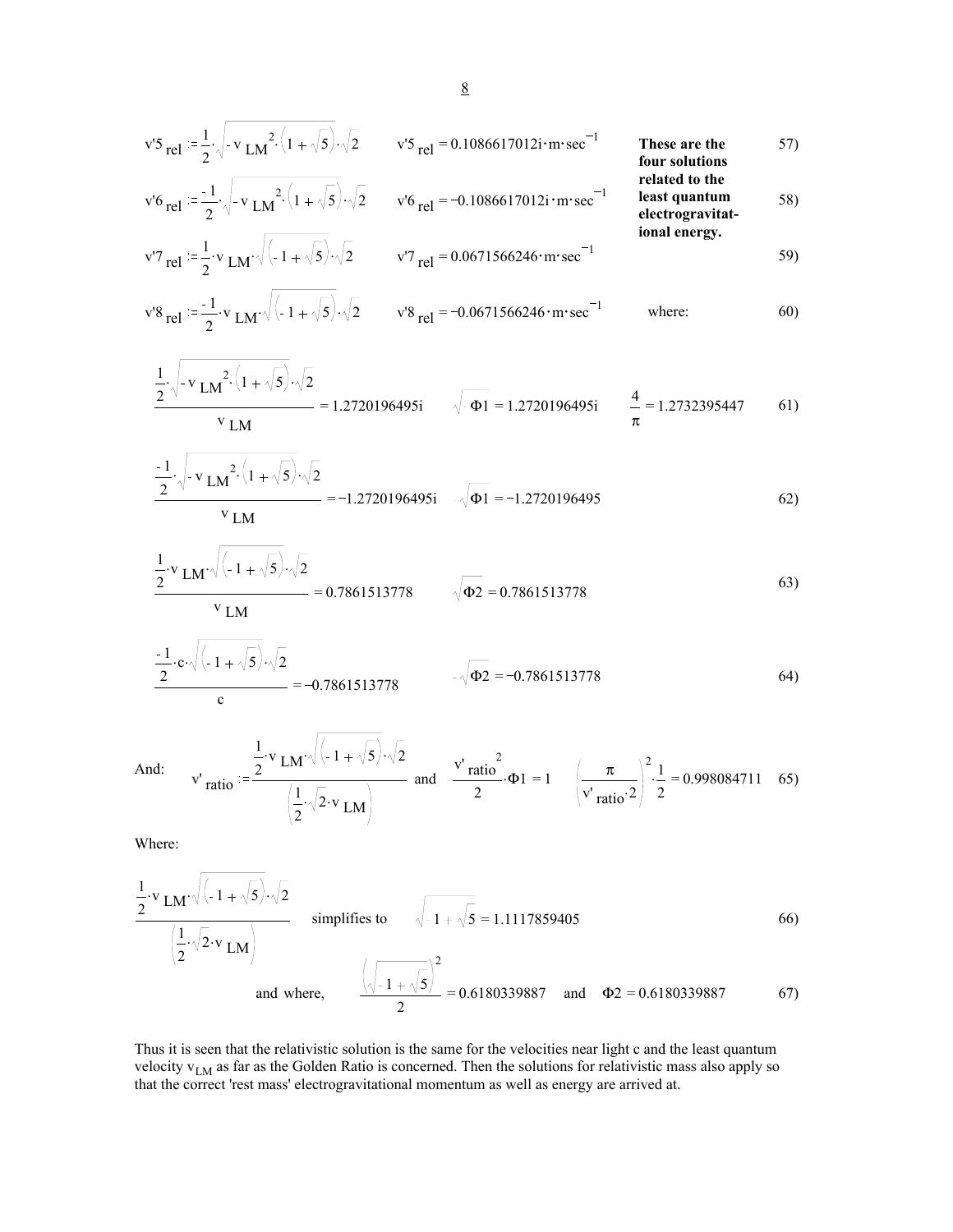$$v'5_{rel} := \frac{1}{2}\cdot\sqrt{-v_{LM}^{2}\cdot\left(1+\sqrt{5}\right)}\cdot\sqrt{2} \qquad v'5_{rel} = 0.1086617012i\cdot m\cdot sec^{-1} \tag{57}$$

$$v'6_{rel} := \frac{-1}{2}\cdot\sqrt{-v_{LM}^{2}\cdot\left(1+\sqrt{5}\right)}\cdot\sqrt{2} \qquad v'6_{rel} = -0.1086617012i\cdot m\cdot sec^{-1} \tag{58}$$

$$v'7_{rel} := \frac{1}{2}\cdot v_{LM}\cdot\sqrt{\left(-1+\sqrt{5}\right)}\cdot\sqrt{2} \qquad v'7_{rel} = 0.0671566246\cdot m\cdot sec^{-1} \tag{59}$$

$$v'8_{rel} := \frac{-1}{2}\cdot v_{LM}\cdot\sqrt{\left(-1+\sqrt{5}\right)}\cdot\sqrt{2} \qquad v'8_{rel} = -0.0671566246\cdot m\cdot sec^{-1} \tag{60}$$

**These are the four solutions related to the least quantum electrogravitational energy.**

where:

$$\frac{\frac{1}{2}\cdot\sqrt{-v_{LM}^{2}\cdot\left(1+\sqrt{5}\right)}\cdot\sqrt{2}}{v_{LM}} = 1.2720196495i \qquad \sqrt{-\Phi 1} = 1.2720196495i \qquad \frac{4}{\pi} = 1.2732395447 \tag{61}$$

$$\frac{\frac{-1}{2}\cdot\sqrt{-v_{LM}^{2}\cdot\left(1+\sqrt{5}\right)}\cdot\sqrt{2}}{v_{LM}} = -1.2720196495i \qquad -\sqrt{\Phi 1} = -1.2720196495 \tag{62}$$

$$\frac{\frac{1}{2}\cdot v_{LM}\cdot\sqrt{\left(-1+\sqrt{5}\right)}\cdot\sqrt{2}}{v_{LM}} = 0.7861513778 \qquad \sqrt{\Phi 2} = 0.7861513778 \tag{63}$$

$$\frac{\frac{-1}{2}\cdot c\cdot\sqrt{\left(-1+\sqrt{5}\right)}\cdot\sqrt{2}}{c} = -0.7861513778 \qquad -\sqrt{\Phi 2} = -0.7861513778 \tag{64}$$

And:

$$v'_{ratio} := \frac{\frac{1}{2}\cdot v_{LM}\cdot\sqrt{\left(-1+\sqrt{5}\right)}\cdot\sqrt{2}}{\left(\frac{1}{2}\cdot\sqrt{2}\cdot v_{LM}\right)} \quad \text{and} \quad \frac{v'^{\,2}_{ratio}}{2}\cdot\Phi 1 = 1 \qquad \left(\frac{\pi}{v'_{ratio}\cdot 2}\right)^{2}\cdot\frac{1}{2} = 0.998084711 \tag{65}$$

Where:

$$\frac{\frac{1}{2}\cdot v_{LM}\cdot\sqrt{\left(-1+\sqrt{5}\right)}\cdot\sqrt{2}}{\left(\frac{1}{2}\cdot\sqrt{2}\cdot v_{LM}\right)} \quad \text{simplifies to} \quad \sqrt{-1+\sqrt{5}} = 1.1117859405 \tag{66}$$

$$\text{and where,} \quad \frac{\left(\sqrt{-1+\sqrt{5}}\right)^{2}}{2} = 0.6180339887 \quad \text{and} \quad \Phi 2 = 0.6180339887 \tag{67}$$

Thus it is seen that the relativistic solution is the same for the velocities near light c and the least quantum velocity $v_{LM}$ as far as the Golden Ratio is concerned. Then the solutions for relativistic mass also apply so that the correct 'rest mass' electrogravitational momentum as well as energy are arrived at.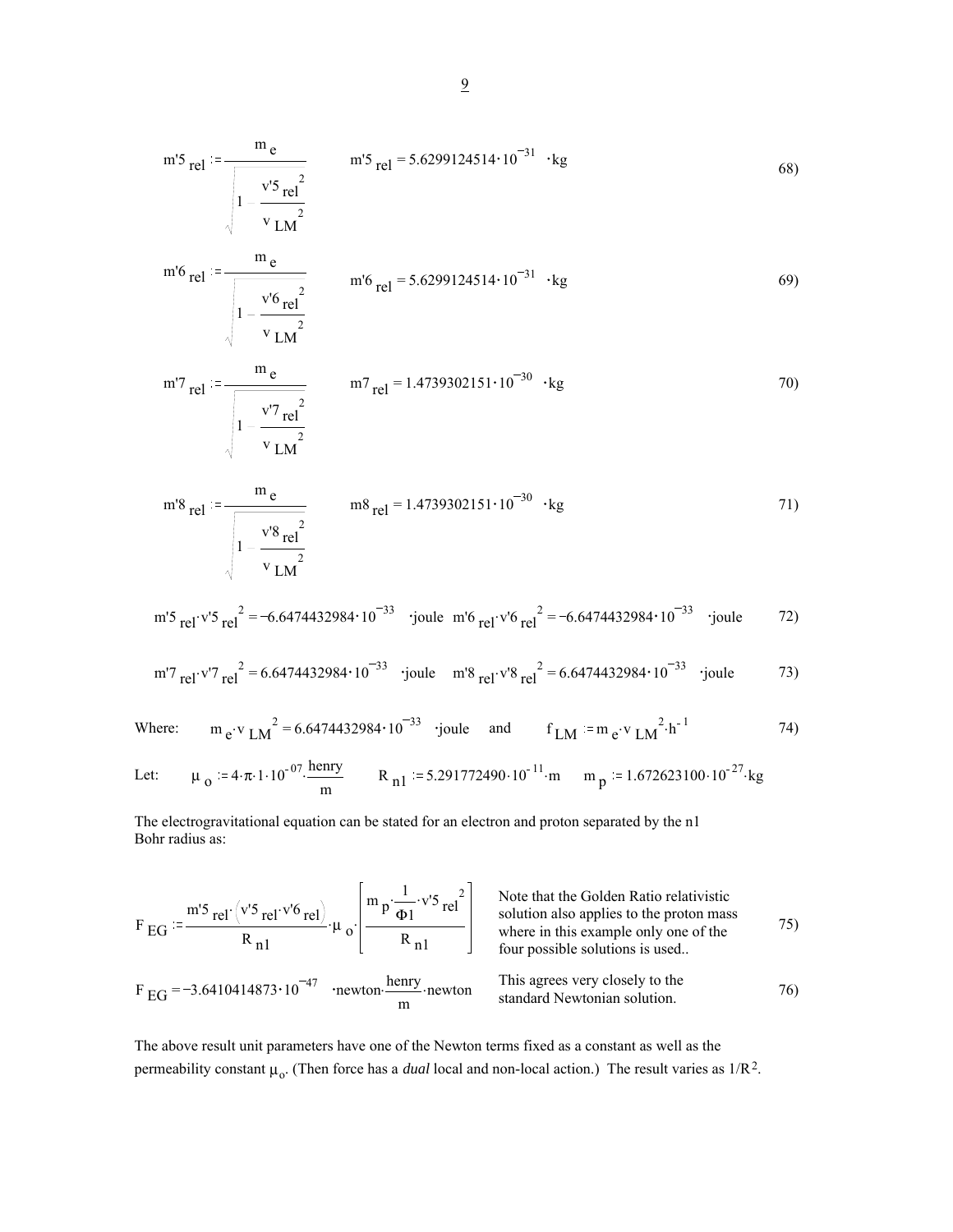$$m'5_{rel} := \frac{m_e}{\sqrt{1 - \frac{v'5_{rel}^2}{v_{LM}^2}}} \qquad m'5_{rel} = 5.6299124514 \cdot 10^{-31} \cdot kg \tag{68}$$

$$m'6_{rel} := \frac{m_e}{\sqrt{1 - \frac{v'6_{rel}^2}{v_{LM}^2}}} \qquad m'6_{rel} = 5.6299124514 \cdot 10^{-31} \cdot kg \tag{69}$$

$$m'7_{rel} := \frac{m_e}{\sqrt{1 - \frac{v'7_{rel}^2}{v_{LM}^2}}} \qquad m7_{rel} = 1.4739302151 \cdot 10^{-30} \cdot kg \tag{70}$$

$$m'8_{rel} := \frac{m_e}{\sqrt{1 - \frac{v'8_{rel}^2}{v_{LM}^2}}} \qquad m8_{rel} = 1.4739302151 \cdot 10^{-30} \cdot kg \tag{71}$$

$$m'5_{rel} \cdot v'5_{rel}^2 = -6.6474432984 \cdot 10^{-33} \cdot joule \quad m'6_{rel} \cdot v'6_{rel}^2 = -6.6474432984 \cdot 10^{-33} \cdot joule \tag{72}$$

$$m'7_{rel} \cdot v'7_{rel}^2 = 6.6474432984 \cdot 10^{-33} \cdot joule \quad m'8_{rel} \cdot v'8_{rel}^2 = 6.6474432984 \cdot 10^{-33} \cdot joule \tag{73}$$

Where: $m_e \cdot v_{LM}^2 = 6.6474432984 \cdot 10^{-33} \cdot joule$ and $f_{LM} := m_e \cdot v_{LM}^2 \cdot h^{-1}$ (74)

Let: $\mu_o := 4 \cdot \pi \cdot 1 \cdot 10^{-07} \cdot \frac{henry}{m}$ $\quad R_{n1} := 5.291772490 \cdot 10^{-11} \cdot m$ $\quad m_p := 1.672623100 \cdot 10^{-27} \cdot kg$

The electrogravitational equation can be stated for an electron and proton separated by the n1 Bohr radius as:

$$F_{EG} := \frac{m'5_{rel} \cdot \left(v'5_{rel} \cdot v'6_{rel}\right)}{R_{n1}} \cdot \mu_o \cdot \left[\frac{m_p \cdot \frac{1}{\Phi 1} \cdot v'5_{rel}^2}{R_{n1}}\right] \tag{75}$$

Note that the Golden Ratio relativistic solution also applies to the proton mass where in this example only one of the four possible solutions is used..

$$F_{EG} = -3.6410414873 \cdot 10^{-47} \cdot newton \cdot \frac{henry}{m} \cdot newton \tag{76}$$

This agrees very closely to the standard Newtonian solution.

The above result unit parameters have one of the Newton terms fixed as a constant as well as the permeability constant $\mu_o$. (Then force has a *dual* local and non-local action.) The result varies as $1/R^2$.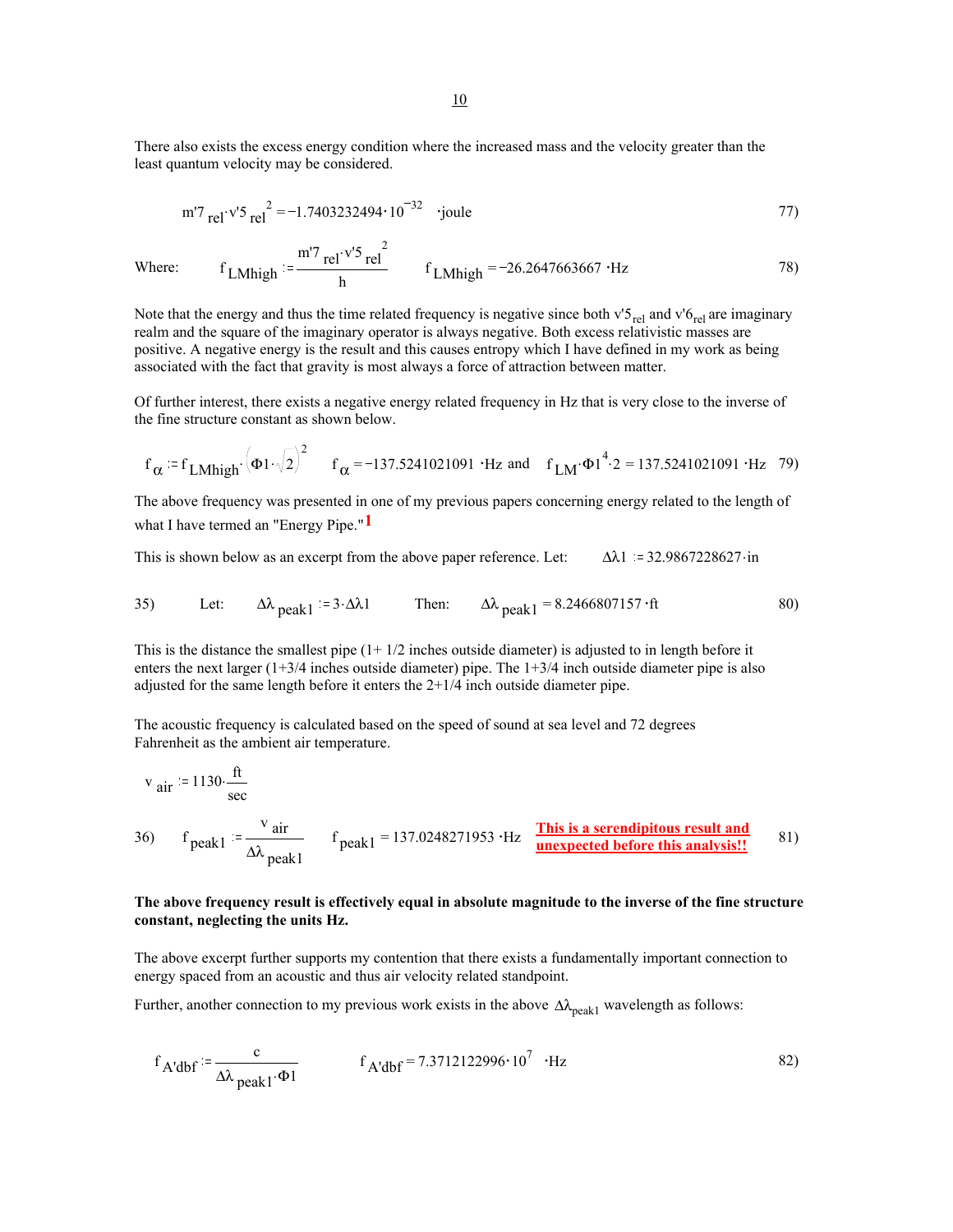There also exists the excess energy condition where the increased mass and the velocity greater than the least quantum velocity may be considered.

$$m'7_{rel} \cdot v'5_{rel}^{\,2} = -1.7403232494 \cdot 10^{-32} \cdot \text{joule} \qquad 77)$$

Where: $$f_{LMhigh} := \frac{m'7_{rel} \cdot v'5_{rel}^{\,2}}{h} \qquad f_{LMhigh} = -26.2647663667 \cdot \text{Hz} \qquad 78)$$

Note that the energy and thus the time related frequency is negative since both $v'5_{rel}$ and $v'6_{rel}$ are imaginary realm and the square of the imaginary operator is always negative. Both excess relativistic masses are positive. A negative energy is the result and this causes entropy which I have defined in my work as being associated with the fact that gravity is most always a force of attraction between matter.

Of further interest, there exists a negative energy related frequency in Hz that is very close to the inverse of the fine structure constant as shown below.

$$f_{\alpha} := f_{LMhigh} \cdot \left(\Phi1 \cdot \sqrt{2}\right)^2 \qquad f_{\alpha} = -137.5241021091 \cdot \text{Hz} \text{ and } \quad f_{LM} \cdot \Phi1^4 \cdot 2 = 137.5241021091 \cdot \text{Hz} \qquad 79)$$

The above frequency was presented in one of my previous papers concerning energy related to the length of what I have termed an "Energy Pipe."[1]

This is shown below as an excerpt from the above paper reference. Let: $\quad \Delta\lambda 1 := 32.9867228627 \cdot \text{in}$

$$35) \qquad \text{Let:} \quad \Delta\lambda_{peak1} := 3 \cdot \Delta\lambda 1 \qquad \text{Then:} \quad \Delta\lambda_{peak1} = 8.2466807157 \cdot \text{ft} \qquad 80)$$

This is the distance the smallest pipe (1+ 1/2 inches outside diameter) is adjusted to in length before it enters the next larger (1+3/4 inches outside diameter) pipe. The 1+3/4 inch outside diameter pipe is also adjusted for the same length before it enters the 2+1/4 inch outside diameter pipe.

The acoustic frequency is calculated based on the speed of sound at sea level and 72 degrees Fahrenheit as the ambient air temperature.

$$v_{air} := 1130 \cdot \frac{\text{ft}}{\text{sec}}$$

$$36) \qquad f_{peak1} := \frac{v_{air}}{\Delta\lambda_{peak1}} \qquad f_{peak1} = 137.0248271953 \cdot \text{Hz} \qquad 81)$$

**This is a serendipitous result and unexpected before this analysis!!**

**The above frequency result is effectively equal in absolute magnitude to the inverse of the fine structure constant, neglecting the units Hz.**

The above excerpt further supports my contention that there exists a fundamentally important connection to energy spaced from an acoustic and thus air velocity related standpoint.

Further, another connection to my previous work exists in the above $\Delta\lambda_{peak1}$ wavelength as follows:

$$f_{A'dbf} := \frac{c}{\Delta\lambda_{peak1} \cdot \Phi1} \qquad f_{A'dbf} = 7.3712122996 \cdot 10^{7} \cdot \text{Hz} \qquad 82)$$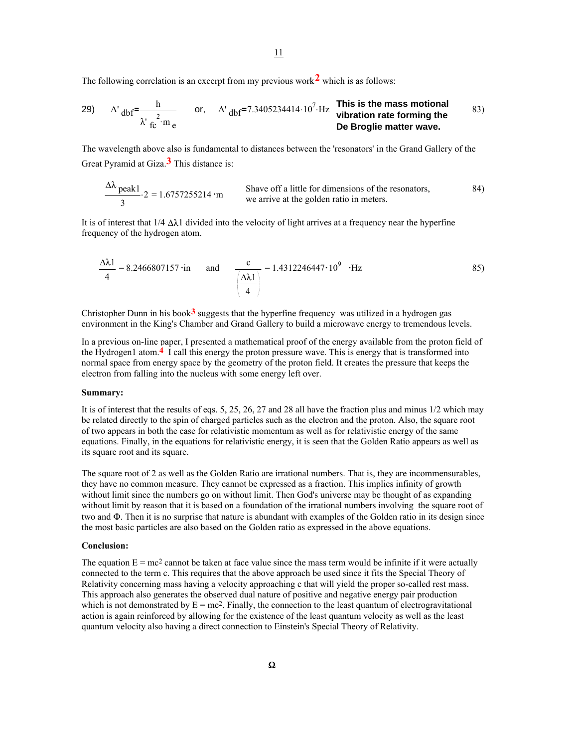The following correlation is an excerpt from my previous work[2] which is as follows:

$$\text{29)} \quad A'_{dbf} = \frac{h}{\lambda'^{\,2}_{fc} \cdot m_e} \quad \text{or,} \quad A'_{dbf} = 7.3405234414 \cdot 10^{7} \cdot \text{Hz} \tag{83}$$

**This is the mass motional vibration rate forming the De Broglie matter wave.**

The wavelength above also is fundamental to distances between the 'resonators' in the Grand Gallery of the Great Pyramid at Giza.[3] This distance is:

$$\frac{\Delta\lambda_{peak1}}{3} \cdot 2 = 1.6757255214 \cdot \text{m} \tag{84}$$

Shave off a little for dimensions of the resonators, we arrive at the golden ratio in meters.

It is of interest that 1/4 $\Delta\lambda 1$ divided into the velocity of light arrives at a frequency near the hyperfine frequency of the hydrogen atom.

$$\frac{\Delta\lambda 1}{4} = 8.2466807157 \cdot \text{in} \quad \text{and} \quad \frac{c}{\left(\frac{\Delta\lambda 1}{4}\right)} = 1.4312246447 \cdot 10^{9} \cdot \text{Hz} \tag{85}$$

Christopher Dunn in his book[3] suggests that the hyperfine frequency was utilized in a hydrogen gas environment in the King's Chamber and Grand Gallery to build a microwave energy to tremendous levels.

In a previous on-line paper, I presented a mathematical proof of the energy available from the proton field of the Hydrogen1 atom.[4] I call this energy the proton pressure wave. This is energy that is transformed into normal space from energy space by the geometry of the proton field. It creates the pressure that keeps the electron from falling into the nucleus with some energy left over.

**Summary:**

It is of interest that the results of eqs. 5, 25, 26, 27 and 28 all have the fraction plus and minus 1/2 which may be related directly to the spin of charged particles such as the electron and the proton. Also, the square root of two appears in both the case for relativistic momentum as well as for relativistic energy of the same equations. Finally, in the equations for relativistic energy, it is seen that the Golden Ratio appears as well as its square root and its square.

The square root of 2 as well as the Golden Ratio are irrational numbers. That is, they are incommensurables, they have no common measure. They cannot be expressed as a fraction. This implies infinity of growth without limit since the numbers go on without limit. Then God's universe may be thought of as expanding without limit by reason that it is based on a foundation of the irrational numbers involving the square root of two and $\Phi$. Then it is no surprise that nature is abundant with examples of the Golden ratio in its design since the most basic particles are also based on the Golden ratio as expressed in the above equations.

**Conclusion:**

The equation $E = mc^2$ cannot be taken at face value since the mass term would be infinite if it were actually connected to the term c. This requires that the above approach be used since it fits the Special Theory of Relativity concerning mass having a velocity approaching c that will yield the proper so-called rest mass. This approach also generates the observed dual nature of positive and negative energy pair production which is not demonstrated by $E = mc^2$. Finally, the connection to the least quantum of electrogravitational action is again reinforced by allowing for the existence of the least quantum velocity as well as the least quantum velocity also having a direct connection to Einstein's Special Theory of Relativity.

**Ω**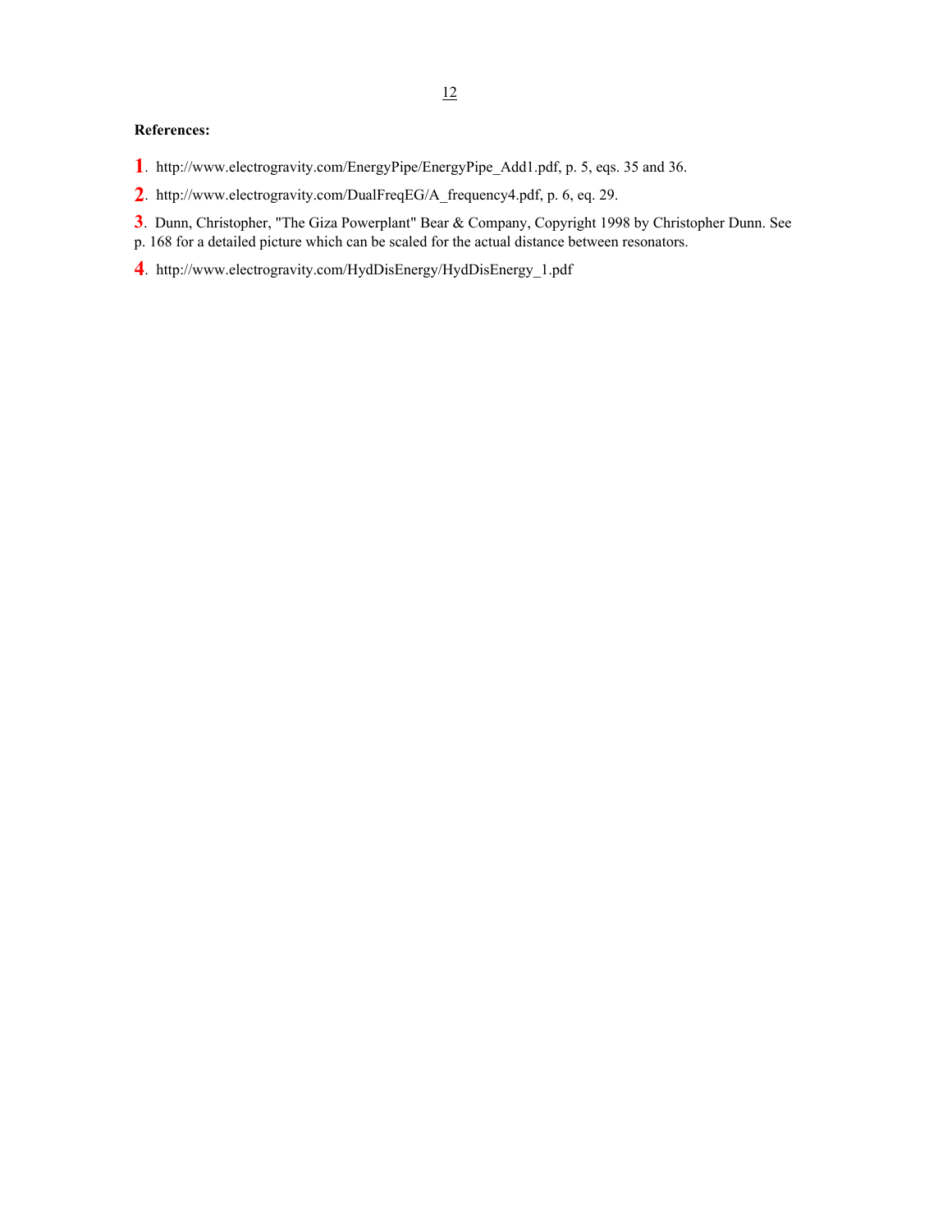**References:**

1. http://www.electrogravity.com/EnergyPipe/EnergyPipe_Add1.pdf, p. 5, eqs. 35 and 36.

2. http://www.electrogravity.com/DualFreqEG/A_frequency4.pdf, p. 6, eq. 29.

3. Dunn, Christopher, "The Giza Powerplant" Bear & Company, Copyright 1998 by Christopher Dunn. See p. 168 for a detailed picture which can be scaled for the actual distance between resonators.

4. http://www.electrogravity.com/HydDisEnergy/HydDisEnergy_1.pdf